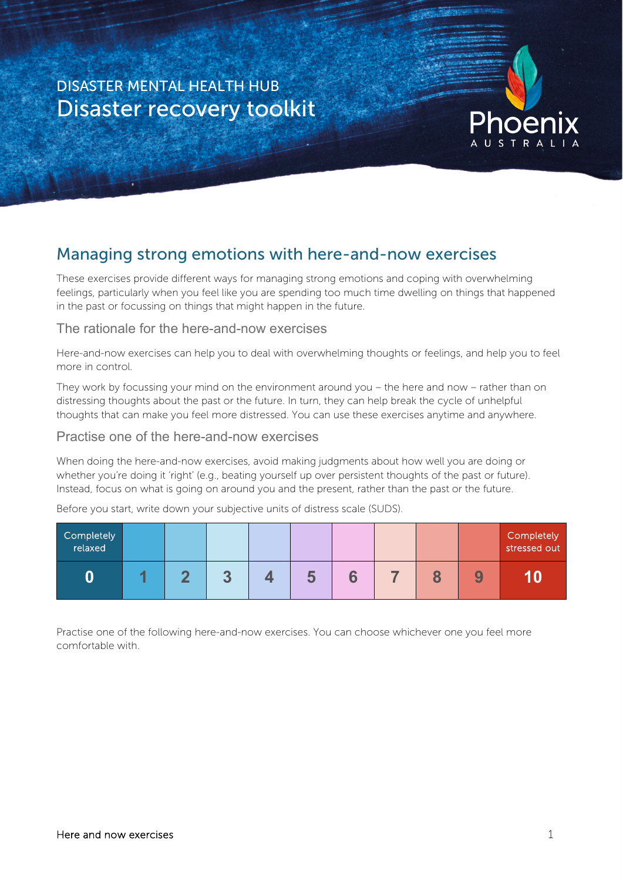DISASTER MENTAL HEALTH HUB

# Disaster recovery toolkit

Phoenix AUSTRALIA

## Managing strong emotions with here-and-now exercises

These exercises provide different ways for managing strong emotions and coping with overwhelming feelings, particularly when you feel like you are spending too much time dwelling on things that happened in the past or focussing on things that might happen in the future.

### The rationale for the here-and-now exercises

Here-and-now exercises can help you to deal with overwhelming thoughts or feelings, and help you to feel more in control.

They work by focussing your mind on the environment around you – the here and now – rather than on distressing thoughts about the past or the future. In turn, they can help break the cycle of unhelpful thoughts that can make you feel more distressed. You can use these exercises anytime and anywhere.

### Practise one of the here-and-now exercises

When doing the here-and-now exercises, avoid making judgments about how well you are doing or whether you're doing it 'right' (e.g., beating yourself up over persistent thoughts of the past or future). Instead, focus on what is going on around you and the present, rather than the past or the future.

Before you start, write down your subjective units of distress scale (SUDS).

| Completely relaxed | | | | | | | | | | Completely stressed out |
|---|---|---|---|---|---|---|---|---|---|---|
| **0** | **1** | **2** | **3** | **4** | **5** | **6** | **7** | **8** | **9** | **10** |

Practise one of the following here-and-now exercises. You can choose whichever one you feel more comfortable with.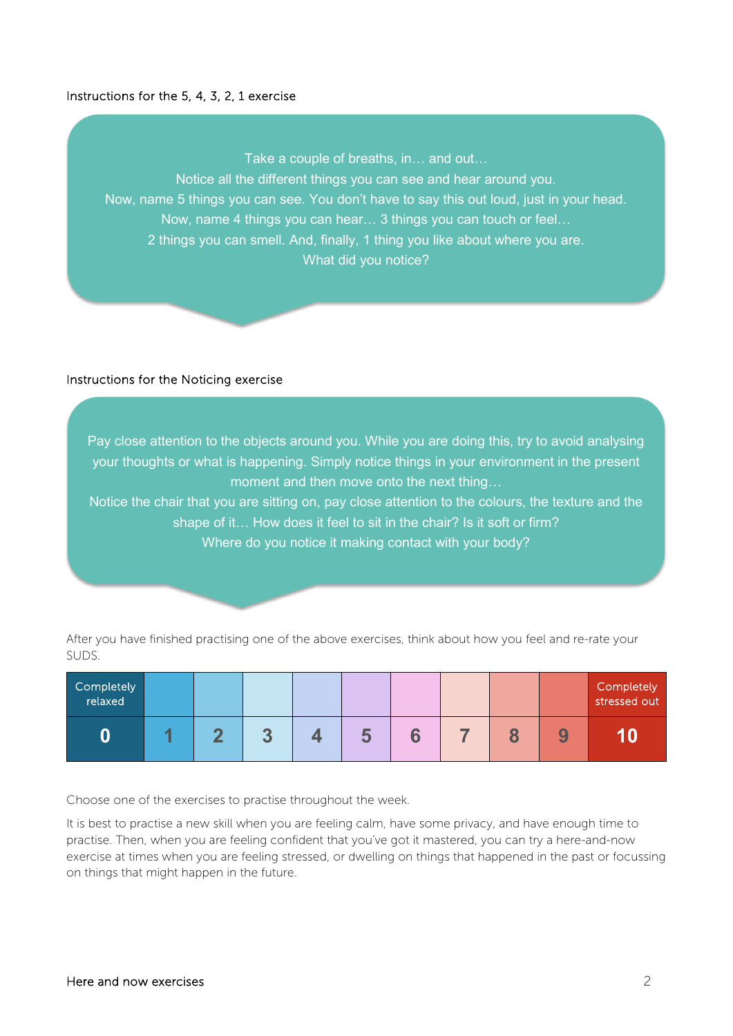Instructions for the 5, 4, 3, 2, 1 exercise

> Take a couple of breaths, in… and out…
> Notice all the different things you can see and hear around you.
> Now, name 5 things you can see. You don't have to say this out loud, just in your head.
> Now, name 4 things you can hear… 3 things you can touch or feel…
> 2 things you can smell. And, finally, 1 thing you like about where you are.
> What did you notice?

Instructions for the Noticing exercise

> Pay close attention to the objects around you. While you are doing this, try to avoid analysing your thoughts or what is happening. Simply notice things in your environment in the present moment and then move onto the next thing…
> Notice the chair that you are sitting on, pay close attention to the colours, the texture and the shape of it… How does it feel to sit in the chair? Is it soft or firm?
> Where do you notice it making contact with your body?

After you have finished practising one of the above exercises, think about how you feel and re-rate your SUDS.

| Completely relaxed | | | | | | | | | | Completely stressed out |
|---|---|---|---|---|---|---|---|---|---|---|
| **0** | **1** | **2** | **3** | **4** | **5** | **6** | **7** | **8** | **9** | **10** |

Choose one of the exercises to practise throughout the week.

It is best to practise a new skill when you are feeling calm, have some privacy, and have enough time to practise. Then, when you are feeling confident that you've got it mastered, you can try a here-and-now exercise at times when you are feeling stressed, or dwelling on things that happened in the past or focussing on things that might happen in the future.